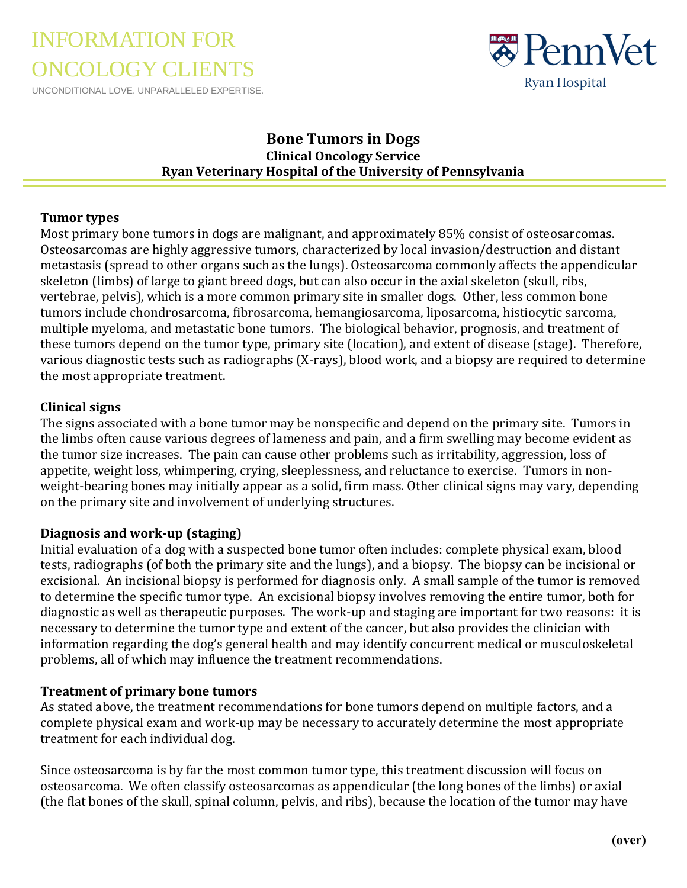INFORMATION FOR ONCOLOGY CLIENTS

UNCONDITIONAL LOVE. UNPARALLELED EXPERTISE.

PennVet Ryan Hospital

# Bone Tumors in Dogs

**Clinical Oncology Service**

**Ryan Veterinary Hospital of the University of Pennsylvania**

## Tumor types

Most primary bone tumors in dogs are malignant, and approximately 85% consist of osteosarcomas. Osteosarcomas are highly aggressive tumors, characterized by local invasion/destruction and distant metastasis (spread to other organs such as the lungs). Osteosarcoma commonly affects the appendicular skeleton (limbs) of large to giant breed dogs, but can also occur in the axial skeleton (skull, ribs, vertebrae, pelvis), which is a more common primary site in smaller dogs. Other, less common bone tumors include chondrosarcoma, fibrosarcoma, hemangiosarcoma, liposarcoma, histiocytic sarcoma, multiple myeloma, and metastatic bone tumors. The biological behavior, prognosis, and treatment of these tumors depend on the tumor type, primary site (location), and extent of disease (stage). Therefore, various diagnostic tests such as radiographs (X-rays), blood work, and a biopsy are required to determine the most appropriate treatment.

## Clinical signs

The signs associated with a bone tumor may be nonspecific and depend on the primary site. Tumors in the limbs often cause various degrees of lameness and pain, and a firm swelling may become evident as the tumor size increases. The pain can cause other problems such as irritability, aggression, loss of appetite, weight loss, whimpering, crying, sleeplessness, and reluctance to exercise. Tumors in non-weight-bearing bones may initially appear as a solid, firm mass. Other clinical signs may vary, depending on the primary site and involvement of underlying structures.

## Diagnosis and work-up (staging)

Initial evaluation of a dog with a suspected bone tumor often includes: complete physical exam, blood tests, radiographs (of both the primary site and the lungs), and a biopsy. The biopsy can be incisional or excisional. An incisional biopsy is performed for diagnosis only. A small sample of the tumor is removed to determine the specific tumor type. An excisional biopsy involves removing the entire tumor, both for diagnostic as well as therapeutic purposes. The work-up and staging are important for two reasons: it is necessary to determine the tumor type and extent of the cancer, but also provides the clinician with information regarding the dog's general health and may identify concurrent medical or musculoskeletal problems, all of which may influence the treatment recommendations.

## Treatment of primary bone tumors

As stated above, the treatment recommendations for bone tumors depend on multiple factors, and a complete physical exam and work-up may be necessary to accurately determine the most appropriate treatment for each individual dog.

Since osteosarcoma is by far the most common tumor type, this treatment discussion will focus on osteosarcoma. We often classify osteosarcomas as appendicular (the long bones of the limbs) or axial (the flat bones of the skull, spinal column, pelvis, and ribs), because the location of the tumor may have

**(over)**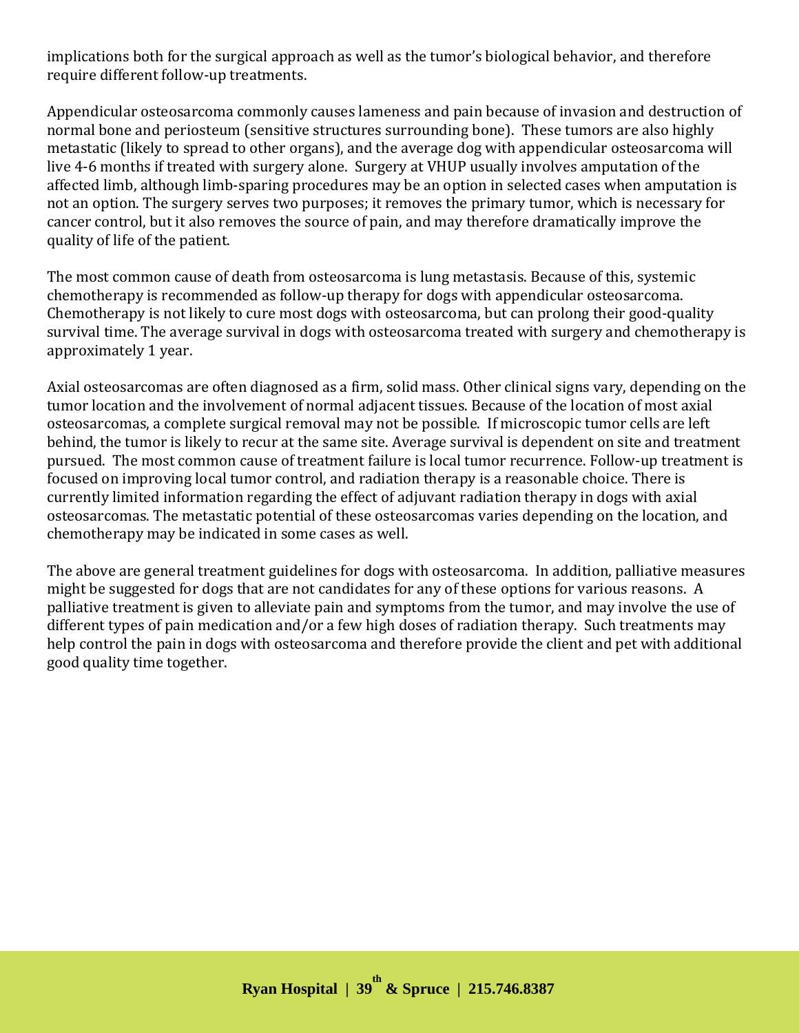implications both for the surgical approach as well as the tumor's biological behavior, and therefore require different follow-up treatments.

Appendicular osteosarcoma commonly causes lameness and pain because of invasion and destruction of normal bone and periosteum (sensitive structures surrounding bone). These tumors are also highly metastatic (likely to spread to other organs), and the average dog with appendicular osteosarcoma will live 4-6 months if treated with surgery alone. Surgery at VHUP usually involves amputation of the affected limb, although limb-sparing procedures may be an option in selected cases when amputation is not an option. The surgery serves two purposes; it removes the primary tumor, which is necessary for cancer control, but it also removes the source of pain, and may therefore dramatically improve the quality of life of the patient.

The most common cause of death from osteosarcoma is lung metastasis. Because of this, systemic chemotherapy is recommended as follow-up therapy for dogs with appendicular osteosarcoma. Chemotherapy is not likely to cure most dogs with osteosarcoma, but can prolong their good-quality survival time. The average survival in dogs with osteosarcoma treated with surgery and chemotherapy is approximately 1 year.

Axial osteosarcomas are often diagnosed as a firm, solid mass. Other clinical signs vary, depending on the tumor location and the involvement of normal adjacent tissues. Because of the location of most axial osteosarcomas, a complete surgical removal may not be possible. If microscopic tumor cells are left behind, the tumor is likely to recur at the same site. Average survival is dependent on site and treatment pursued. The most common cause of treatment failure is local tumor recurrence. Follow-up treatment is focused on improving local tumor control, and radiation therapy is a reasonable choice. There is currently limited information regarding the effect of adjuvant radiation therapy in dogs with axial osteosarcomas. The metastatic potential of these osteosarcomas varies depending on the location, and chemotherapy may be indicated in some cases as well.

The above are general treatment guidelines for dogs with osteosarcoma. In addition, palliative measures might be suggested for dogs that are not candidates for any of these options for various reasons. A palliative treatment is given to alleviate pain and symptoms from the tumor, and may involve the use of different types of pain medication and/or a few high doses of radiation therapy. Such treatments may help control the pain in dogs with osteosarcoma and therefore provide the client and pet with additional good quality time together.